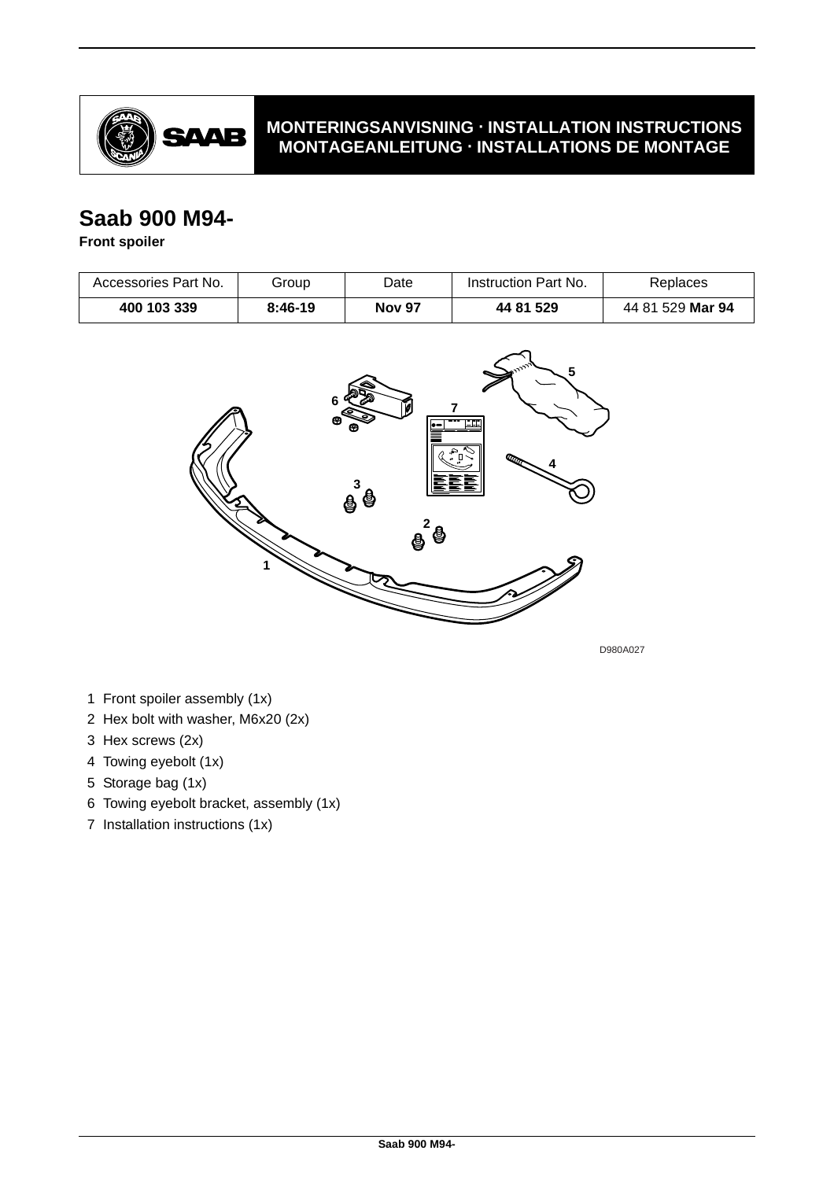**MONTERINGSANVISNING · INSTALLATION INSTRUCTIONS**
**MONTAGEANLEITUNG · INSTALLATIONS DE MONTAGE**

# Saab 900 M94-

**Front spoiler**

| Accessories Part No. | Group | Date | Instruction Part No. | Replaces |
|---|---|---|---|---|
| **400 103 339** | **8:46-19** | **Nov 97** | **44 81 529** | 44 81 529 **Mar 94** |

D980A027

1. Front spoiler assembly (1x)
2. Hex bolt with washer, M6x20 (2x)
3. Hex screws (2x)
4. Towing eyebolt (1x)
5. Storage bag (1x)
6. Towing eyebolt bracket, assembly (1x)
7. Installation instructions (1x)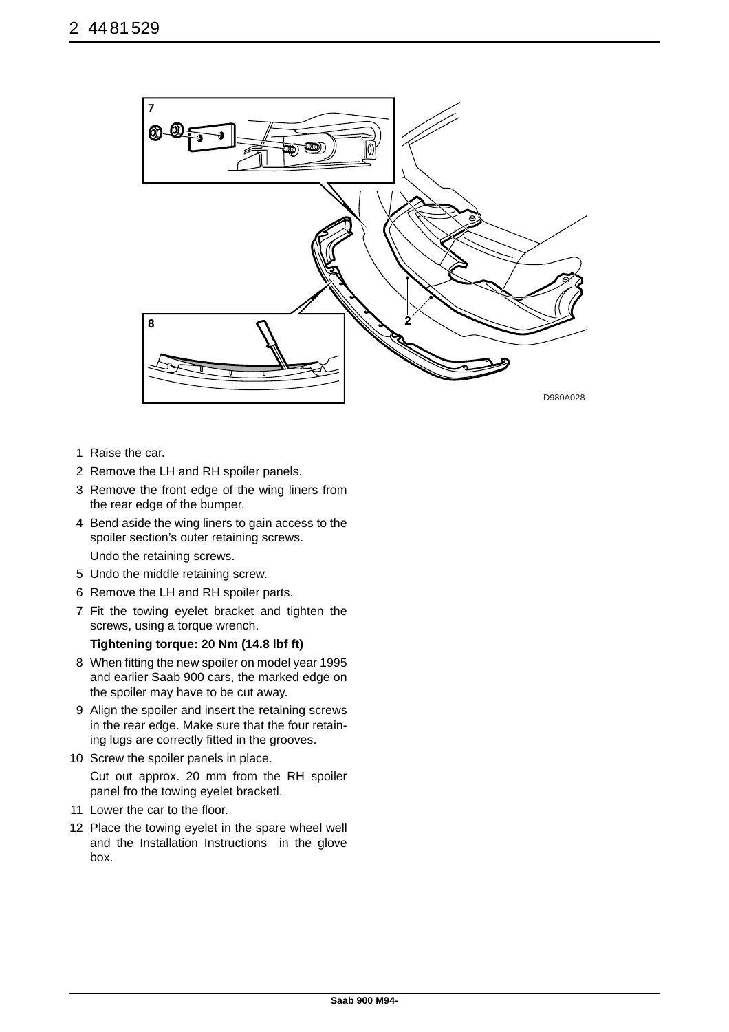7

8

2

D980A028

1. Raise the car.
2. Remove the LH and RH spoiler panels.
3. Remove the front edge of the wing liners from the rear edge of the bumper.
4. Bend aside the wing liners to gain access to the spoiler section's outer retaining screws.

   Undo the retaining screws.
5. Undo the middle retaining screw.
6. Remove the LH and RH spoiler parts.
7. Fit the towing eyelet bracket and tighten the screws, using a torque wrench.

   **Tightening torque: 20 Nm (14.8 lbf ft)**
8. When fitting the new spoiler on model year 1995 and earlier Saab 900 cars, the marked edge on the spoiler may have to be cut away.
9. Align the spoiler and insert the retaining screws in the rear edge. Make sure that the four retaining lugs are correctly fitted in the grooves.
10. Screw the spoiler panels in place.

    Cut out approx. 20 mm from the RH spoiler panel fro the towing eyelet bracketl.
11. Lower the car to the floor.
12. Place the towing eyelet in the spare wheel well and the Installation Instructions in the glove box.